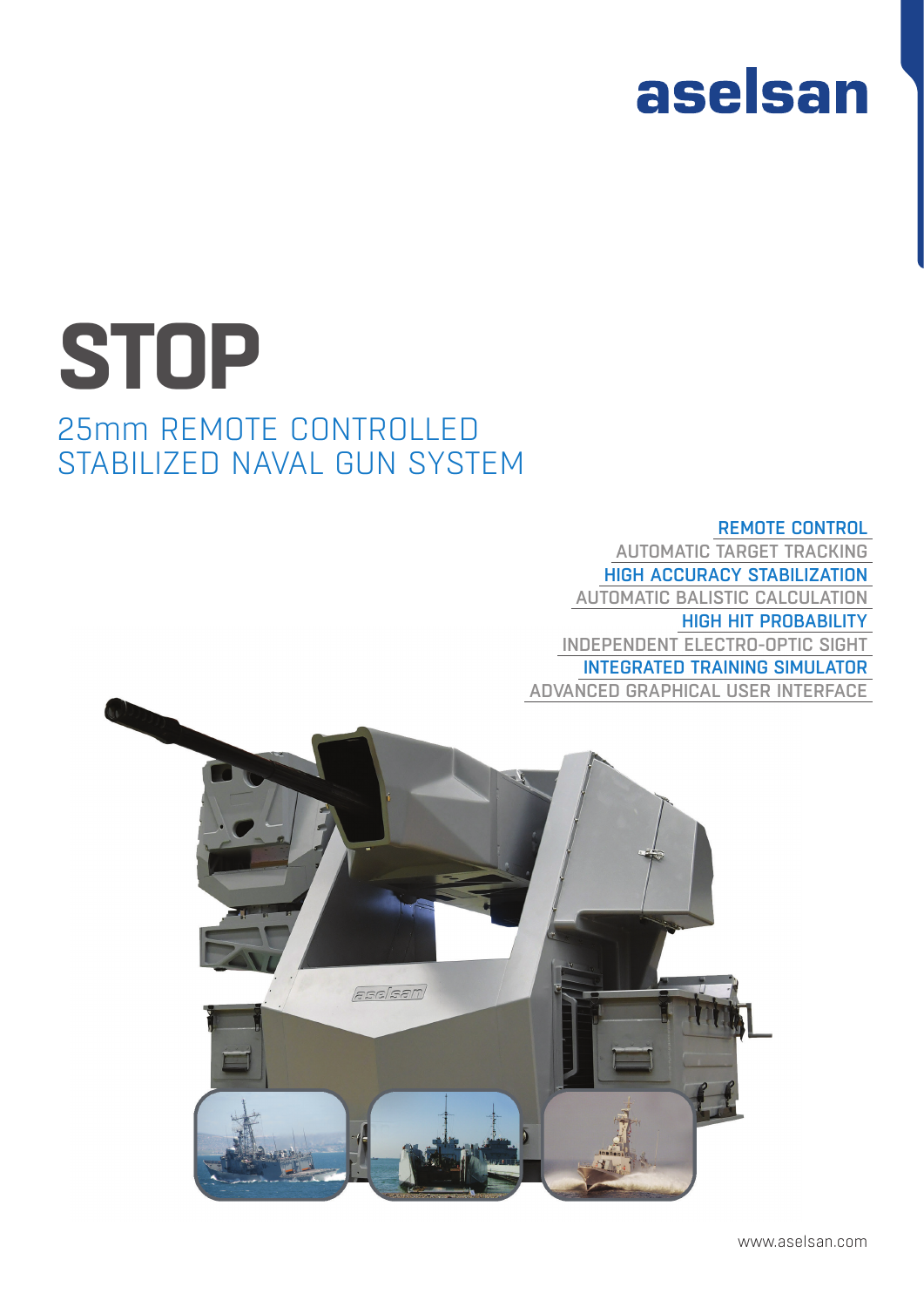aselsan

# STOP

## 25mm REMOTE CONTROLLED STABILIZED NAVAL GUN SYSTEM

- REMOTE CONTROL
- AUTOMATIC TARGET TRACKING
- HIGH ACCURACY STABILIZATION
- AUTOMATIC BALISTIC CALCULATION
- HIGH HIT PROBABILITY
- INDEPENDENT ELECTRO-OPTIC SIGHT
- INTEGRATED TRAINING SIMULATOR
- ADVANCED GRAPHICAL USER INTERFACE

www.aselsan.com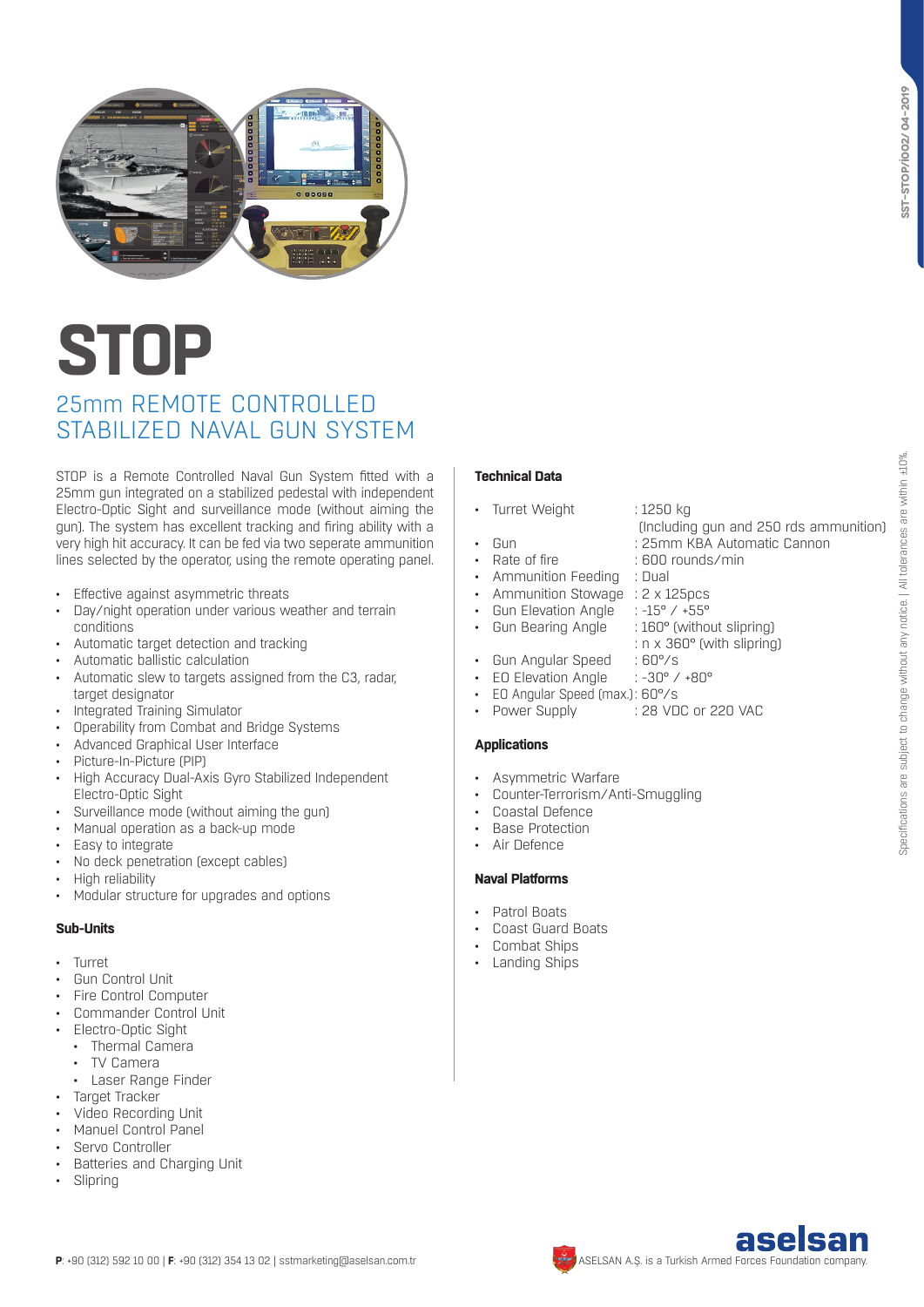# STOP

## 25mm REMOTE CONTROLLED STABILIZED NAVAL GUN SYSTEM

STOP is a Remote Controlled Naval Gun System fitted with a 25mm gun integrated on a stabilized pedestal with independent Electro-Optic Sight and surveillance mode (without aiming the gun). The system has excellent tracking and firing ability with a very high hit accuracy. It can be fed via two seperate ammunition lines selected by the operator, using the remote operating panel.

- Effective against asymmetric threats
- Day/night operation under various weather and terrain conditions
- Automatic target detection and tracking
- Automatic ballistic calculation
- Automatic slew to targets assigned from the C3, radar, target designator
- Integrated Training Simulator
- Operability from Combat and Bridge Systems
- Advanced Graphical User Interface
- Picture-In-Picture (PIP)
- High Accuracy Dual-Axis Gyro Stabilized Independent Electro-Optic Sight
- Surveillance mode (without aiming the gun)
- Manual operation as a back-up mode
- Easy to integrate
- No deck penetration (except cables)
- High reliability
- Modular structure for upgrades and options

### Sub-Units

- Turret
- Gun Control Unit
- Fire Control Computer
- Commander Control Unit
- Electro-Optic Sight
  - Thermal Camera
  - TV Camera
  - Laser Range Finder
- Target Tracker
- Video Recording Unit
- Manuel Control Panel
- Servo Controller
- Batteries and Charging Unit
- Slipring

### Technical Data

- Turret Weight : 1250 kg (Including gun and 250 rds ammunition)
- Gun : 25mm KBA Automatic Cannon
- Rate of fire : 600 rounds/min
- Ammunition Feeding : Dual
- Ammunition Stowage : 2 x 125pcs
- Gun Elevation Angle : -15° / +55°
- Gun Bearing Angle : 160° (without slipring) : n x 360° (with slipring)
- Gun Angular Speed : 60°/s
- EO Elevation Angle : -30° / +80°
- EO Angular Speed (max.): 60°/s
- Power Supply : 28 VDC or 220 VAC

### Applications

- Asymmetric Warfare
- Counter-Terrorism/Anti-Smuggling
- Coastal Defence
- Base Protection
- Air Defence

### Naval Platforms

- Patrol Boats
- Coast Guard Boats
- Combat Ships
- Landing Ships

SST-STOP/I002/ 04-2019

Specifications are subject to change without any notice. | All tolerances are within ±10%.

**P**: +90 (312) 592 10 00 | **F**: +90 (312) 354 13 02 | sstmarketing@aselsan.com.tr

aselsan

ASELSAN A.Ş. is a Turkish Armed Forces Foundation company.